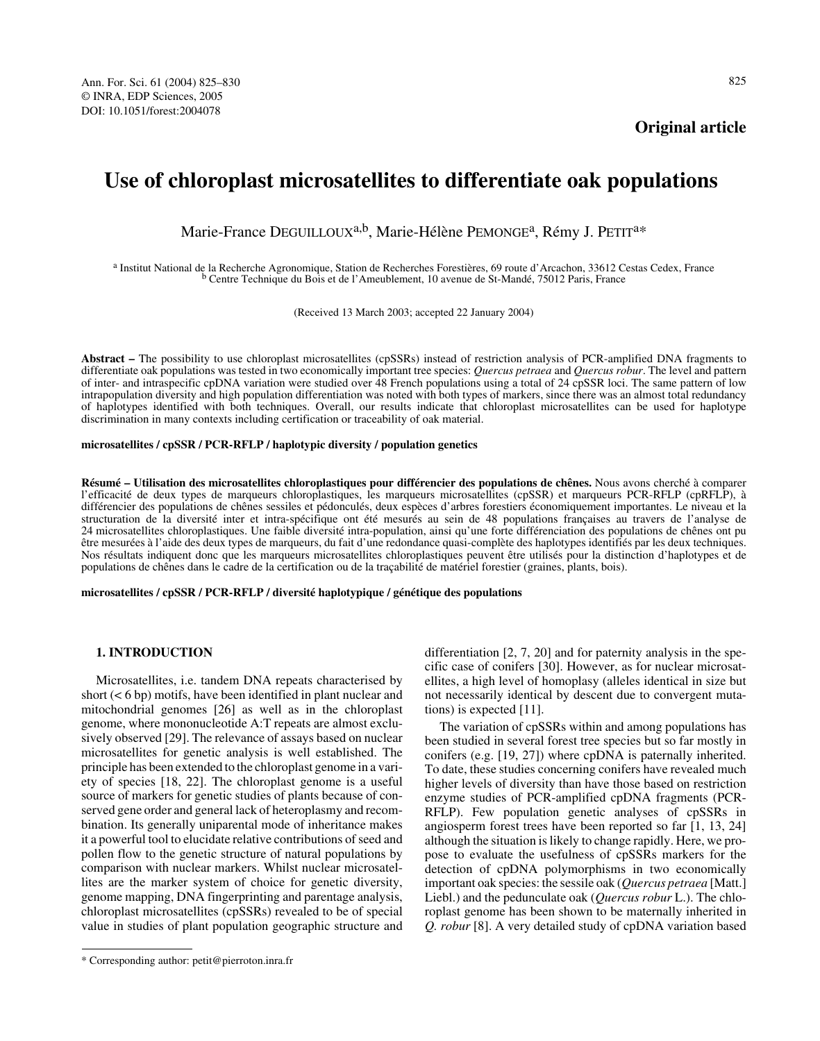**Original article**

# Use of chloroplast microsatellites to differentiate oak populations

Marie-France DEGUILLOUX[a,b], Marie-Hélène PEMONGE[a], Rémy J. PETIT[a]*

[a] Institut National de la Recherche Agronomique, Station de Recherches Forestières, 69 route d'Arcachon, 33612 Cestas Cedex, France
[b] Centre Technique du Bois et de l'Ameublement, 10 avenue de St-Mandé, 75012 Paris, France

(Received 13 March 2003; accepted 22 January 2004)

**Abstract –** The possibility to use chloroplast microsatellites (cpSSRs) instead of restriction analysis of PCR-amplified DNA fragments to differentiate oak populations was tested in two economically important tree species: *Quercus petraea* and *Quercus robur*. The level and pattern of inter- and intraspecific cpDNA variation were studied over 48 French populations using a total of 24 cpSSR loci. The same pattern of low intrapopulation diversity and high population differentiation was noted with both types of markers, since there was an almost total redundancy of haplotypes identified with both techniques. Overall, our results indicate that chloroplast microsatellites can be used for haplotype discrimination in many contexts including certification or traceability of oak material.

**microsatellites / cpSSR / PCR-RFLP / haplotypic diversity / population genetics**

**Résumé – Utilisation des microsatellites chloroplastiques pour différencier des populations de chênes.** Nous avons cherché à comparer l'efficacité de deux types de marqueurs chloroplastiques, les marqueurs microsatellites (cpSSR) et marqueurs PCR-RFLP (cpRFLP), à différencier des populations de chênes sessiles et pédonculés, deux espèces d'arbres forestiers économiquement importantes. Le niveau et la structuration de la diversité inter et intra-spécifique ont été mesurés au sein de 48 populations françaises au travers de l'analyse de 24 microsatellites chloroplastiques. Une faible diversité intra-population, ainsi qu'une forte différenciation des populations de chênes ont pu être mesurées à l'aide des deux types de marqueurs, du fait d'une redondance quasi-complète des haplotypes identifiés par les deux techniques. Nos résultats indiquent donc que les marqueurs microsatellites chloroplastiques peuvent être utilisés pour la distinction d'haplotypes et de populations de chênes dans le cadre de la certification ou de la traçabilité de matériel forestier (graines, plants, bois).

**microsatellites / cpSSR / PCR-RFLP / diversité haplotypique / génétique des populations**

## 1. INTRODUCTION

Microsatellites, i.e. tandem DNA repeats characterised by short (< 6 bp) motifs, have been identified in plant nuclear and mitochondrial genomes [26] as well as in the chloroplast genome, where mononucleotide A:T repeats are almost exclusively observed [29]. The relevance of assays based on nuclear microsatellites for genetic analysis is well established. The principle has been extended to the chloroplast genome in a variety of species [18, 22]. The chloroplast genome is a useful source of markers for genetic studies of plants because of conserved gene order and general lack of heteroplasmy and recombination. Its generally uniparental mode of inheritance makes it a powerful tool to elucidate relative contributions of seed and pollen flow to the genetic structure of natural populations by comparison with nuclear markers. Whilst nuclear microsatellites are the marker system of choice for genetic diversity, genome mapping, DNA fingerprinting and parentage analysis, chloroplast microsatellites (cpSSRs) revealed to be of special value in studies of plant population geographic structure and differentiation [2, 7, 20] and for paternity analysis in the specific case of conifers [30]. However, as for nuclear microsatellites, a high level of homoplasy (alleles identical in size but not necessarily identical by descent due to convergent mutations) is expected [11].

The variation of cpSSRs within and among populations has been studied in several forest tree species but so far mostly in conifers (e.g. [19, 27]) where cpDNA is paternally inherited. To date, these studies concerning conifers have revealed much higher levels of diversity than have those based on restriction enzyme studies of PCR-amplified cpDNA fragments (PCR-RFLP). Few population genetic analyses of cpSSRs in angiosperm forest trees have been reported so far [1, 13, 24] although the situation is likely to change rapidly. Here, we propose to evaluate the usefulness of cpSSRs markers for the detection of cpDNA polymorphisms in two economically important oak species: the sessile oak (*Quercus petraea* [Matt.] Liebl.) and the pedunculate oak (*Quercus robur* L.). The chloroplast genome has been shown to be maternally inherited in *Q. robur* [8]. A very detailed study of cpDNA variation based

\* Corresponding author: petit@pierroton.inra.fr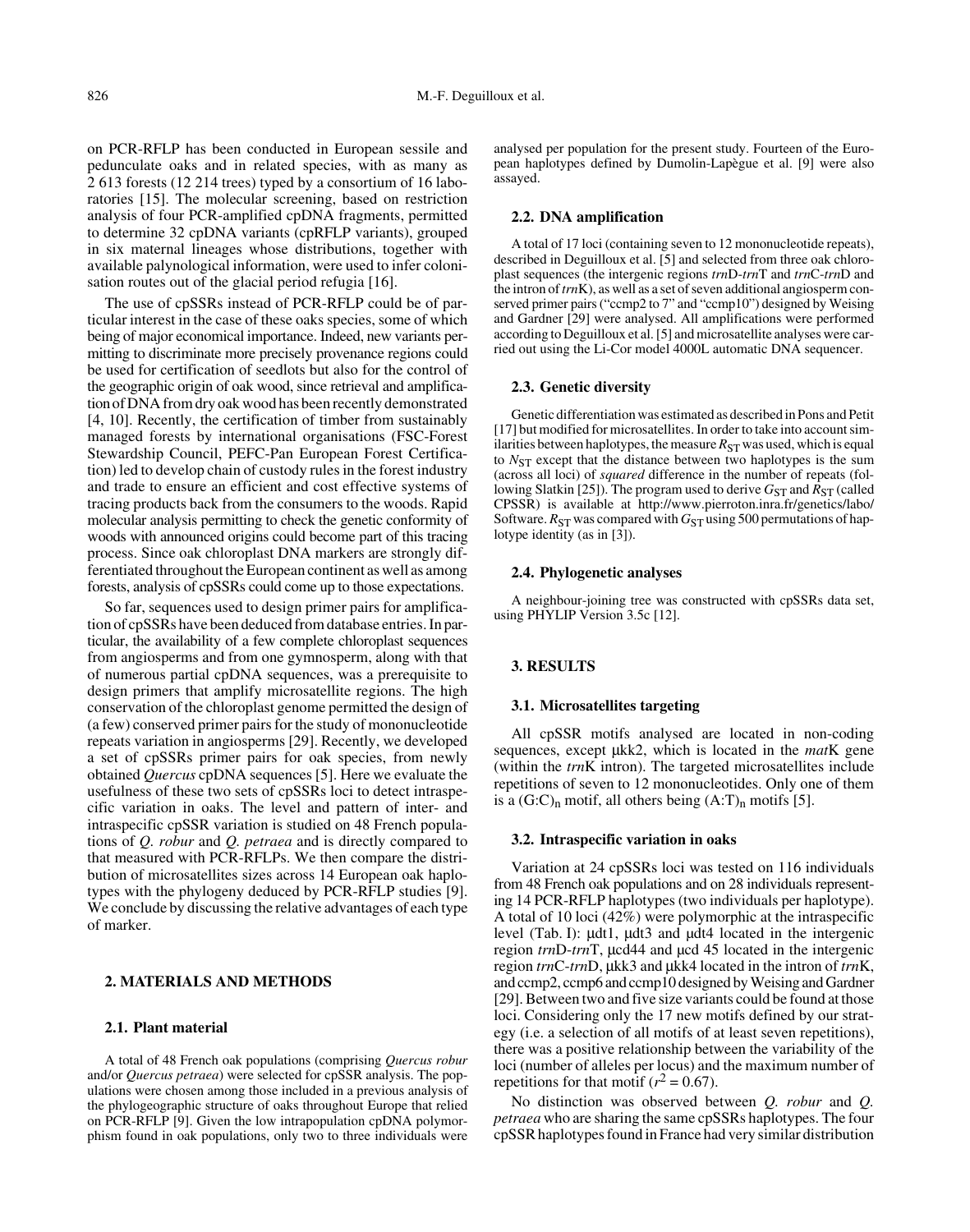on PCR-RFLP has been conducted in European sessile and pedunculate oaks and in related species, with as many as 2 613 forests (12 214 trees) typed by a consortium of 16 laboratories [15]. The molecular screening, based on restriction analysis of four PCR-amplified cpDNA fragments, permitted to determine 32 cpDNA variants (cpRFLP variants), grouped in six maternal lineages whose distributions, together with available palynological information, were used to infer colonisation routes out of the glacial period refugia [16].

The use of cpSSRs instead of PCR-RFLP could be of particular interest in the case of these oaks species, some of which being of major economical importance. Indeed, new variants permitting to discriminate more precisely provenance regions could be used for certification of seedlots but also for the control of the geographic origin of oak wood, since retrieval and amplification of DNA from dry oak wood has been recently demonstrated [4, 10]. Recently, the certification of timber from sustainably managed forests by international organisations (FSC-Forest Stewardship Council, PEFC-Pan European Forest Certification) led to develop chain of custody rules in the forest industry and trade to ensure an efficient and cost effective systems of tracing products back from the consumers to the woods. Rapid molecular analysis permitting to check the genetic conformity of woods with announced origins could become part of this tracing process. Since oak chloroplast DNA markers are strongly differentiated throughout the European continent as well as among forests, analysis of cpSSRs could come up to those expectations.

So far, sequences used to design primer pairs for amplification of cpSSRs have been deduced from database entries. In particular, the availability of a few complete chloroplast sequences from angiosperms and from one gymnosperm, along with that of numerous partial cpDNA sequences, was a prerequisite to design primers that amplify microsatellite regions. The high conservation of the chloroplast genome permitted the design of (a few) conserved primer pairs for the study of mononucleotide repeats variation in angiosperms [29]. Recently, we developed a set of cpSSRs primer pairs for oak species, from newly obtained *Quercus* cpDNA sequences [5]. Here we evaluate the usefulness of these two sets of cpSSRs loci to detect intraspecific variation in oaks. The level and pattern of inter- and intraspecific cpSSR variation is studied on 48 French populations of *Q. robur* and *Q. petraea* and is directly compared to that measured with PCR-RFLPs. We then compare the distribution of microsatellites sizes across 14 European oak haplotypes with the phylogeny deduced by PCR-RFLP studies [9]. We conclude by discussing the relative advantages of each type of marker.

## 2. MATERIALS AND METHODS

### 2.1. Plant material

A total of 48 French oak populations (comprising *Quercus robur* and/or *Quercus petraea*) were selected for cpSSR analysis. The populations were chosen among those included in a previous analysis of the phylogeographic structure of oaks throughout Europe that relied on PCR-RFLP [9]. Given the low intrapopulation cpDNA polymorphism found in oak populations, only two to three individuals were analysed per population for the present study. Fourteen of the European haplotypes defined by Dumolin-Lapègue et al. [9] were also assayed.

### 2.2. DNA amplification

A total of 17 loci (containing seven to 12 mononucleotide repeats), described in Deguilloux et al. [5] and selected from three oak chloroplast sequences (the intergenic regions *trn*D-*trn*T and *trn*C-*trn*D and the intron of *trn*K), as well as a set of seven additional angiosperm conserved primer pairs ("ccmp2 to 7" and "ccmp10") designed by Weising and Gardner [29] were analysed. All amplifications were performed according to Deguilloux et al. [5] and microsatellite analyses were carried out using the Li-Cor model 4000L automatic DNA sequencer.

### 2.3. Genetic diversity

Genetic differentiation was estimated as described in Pons and Petit [17] but modified for microsatellites. In order to take into account similarities between haplotypes, the measure $R_{ST}$ was used, which is equal to $N_{ST}$ except that the distance between two haplotypes is the sum (across all loci) of *squared* difference in the number of repeats (following Slatkin [25]). The program used to derive $G_{ST}$ and $R_{ST}$ (called CPSSR) is available at http://www.pierroton.inra.fr/genetics/labo/Software. $R_{ST}$ was compared with $G_{ST}$ using 500 permutations of haplotype identity (as in [3]).

### 2.4. Phylogenetic analyses

A neighbour-joining tree was constructed with cpSSRs data set, using PHYLIP Version 3.5c [12].

## 3. RESULTS

### 3.1. Microsatellites targeting

All cpSSR motifs analysed are located in non-coding sequences, except µkk2, which is located in the *mat*K gene (within the *trn*K intron). The targeted microsatellites include repetitions of seven to 12 mononucleotides. Only one of them is a $(G:C)_n$ motif, all others being $(A:T)_n$ motifs [5].

### 3.2. Intraspecific variation in oaks

Variation at 24 cpSSRs loci was tested on 116 individuals from 48 French oak populations and on 28 individuals representing 14 PCR-RFLP haplotypes (two individuals per haplotype). A total of 10 loci (42%) were polymorphic at the intraspecific level (Tab. I): µdt1, µdt3 and µdt4 located in the intergenic region *trn*D-*trn*T, µcd44 and µcd 45 located in the intergenic region *trn*C-*trn*D, µkk3 and µkk4 located in the intron of *trn*K, and ccmp2, ccmp6 and ccmp10 designed by Weising and Gardner [29]. Between two and five size variants could be found at those loci. Considering only the 17 new motifs defined by our strategy (i.e. a selection of all motifs of at least seven repetitions), there was a positive relationship between the variability of the loci (number of alleles per locus) and the maximum number of repetitions for that motif ($r^2 = 0.67$).

No distinction was observed between *Q. robur* and *Q. petraea* who are sharing the same cpSSRs haplotypes. The four cpSSR haplotypes found in France had very similar distribution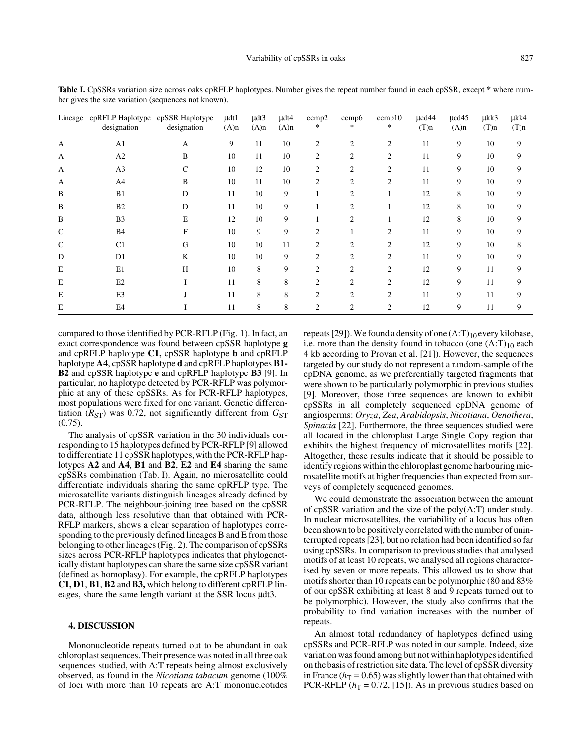**Table I.** CpSSRs variation size across oaks cpRFLP haplotypes. Number gives the repeat number found in each cpSSR, except * where number gives the size variation (sequences not known).

| Lineage | cpRFLP Haplotype designation | cpSSR Haplotype designation | µdt1 (A)n | µdt3 (A)n | µdt4 (A)n | ccmp2 * | ccmp6 * | ccmp10 * | µcd44 (T)n | µcd45 (A)n | µkk3 (T)n | µkk4 (T)n |
|---|---|---|---|---|---|---|---|---|---|---|---|---|
| A | A1 | A | 9 | 11 | 10 | 2 | 2 | 2 | 11 | 9 | 10 | 9 |
| A | A2 | B | 10 | 11 | 10 | 2 | 2 | 2 | 11 | 9 | 10 | 9 |
| A | A3 | C | 10 | 12 | 10 | 2 | 2 | 2 | 11 | 9 | 10 | 9 |
| A | A4 | B | 10 | 11 | 10 | 2 | 2 | 2 | 11 | 9 | 10 | 9 |
| B | B1 | D | 11 | 10 | 9 | 1 | 2 | 1 | 12 | 8 | 10 | 9 |
| B | B2 | D | 11 | 10 | 9 | 1 | 2 | 1 | 12 | 8 | 10 | 9 |
| B | B3 | E | 12 | 10 | 9 | 1 | 2 | 1 | 12 | 8 | 10 | 9 |
| C | B4 | F | 10 | 9 | 9 | 2 | 1 | 2 | 11 | 9 | 10 | 9 |
| C | C1 | G | 10 | 10 | 11 | 2 | 2 | 2 | 12 | 9 | 10 | 8 |
| D | D1 | K | 10 | 10 | 9 | 2 | 2 | 2 | 11 | 9 | 10 | 9 |
| E | E1 | H | 10 | 8 | 9 | 2 | 2 | 2 | 12 | 9 | 11 | 9 |
| E | E2 | I | 11 | 8 | 8 | 2 | 2 | 2 | 12 | 9 | 11 | 9 |
| E | E3 | J | 11 | 8 | 8 | 2 | 2 | 2 | 11 | 9 | 11 | 9 |
| E | E4 | I | 11 | 8 | 8 | 2 | 2 | 2 | 12 | 9 | 11 | 9 |

compared to those identified by PCR-RFLP (Fig. 1). In fact, an exact correspondence was found between cpSSR haplotype **g** and cpRFLP haplotype **C1,** cpSSR haplotype **b** and cpRFLP haplotype **A4**, cpSSR haplotype **d** and cpRFLP haplotypes **B1-B2** and cpSSR haplotype **e** and cpRFLP haplotype **B3** [9]. In particular, no haplotype detected by PCR-RFLP was polymorphic at any of these cpSSRs. As for PCR-RFLP haplotypes, most populations were fixed for one variant. Genetic differentiation ($R_{ST}$) was 0.72, not significantly different from $G_{ST}$ (0.75).

The analysis of cpSSR variation in the 30 individuals corresponding to 15 haplotypes defined by PCR-RFLP [9] allowed to differentiate 11 cpSSR haplotypes, with the PCR-RFLP haplotypes **A2** and **A4**, **B1** and **B2**, **E2** and **E4** sharing the same cpSSRs combination (Tab. I). Again, no microsatellite could differentiate individuals sharing the same cpRFLP type. The microsatellite variants distinguish lineages already defined by PCR-RFLP. The neighbour-joining tree based on the cpSSR data, although less resolutive than that obtained with PCR-RFLP markers, shows a clear separation of haplotypes corresponding to the previously defined lineages B and E from those belonging to other lineages (Fig. 2). The comparison of cpSSRs sizes across PCR-RFLP haplotypes indicates that phylogenetically distant haplotypes can share the same size cpSSR variant (defined as homoplasy). For example, the cpRFLP haplotypes **C1, D1**, **B1**, **B2** and **B3,** which belong to different cpRFLP lineages, share the same length variant at the SSR locus µdt3.

## 4. DISCUSSION

Mononucleotide repeats turned out to be abundant in oak chloroplast sequences. Their presence was noted in all three oak sequences studied, with A:T repeats being almost exclusively observed, as found in the *Nicotiana tabacum* genome (100% of loci with more than 10 repeats are A:T mononucleotides repeats [29]). We found a density of one $(A:T)_{10}$ every kilobase, i.e. more than the density found in tobacco (one $(A:T)_{10}$ each 4 kb according to Provan et al. [21]). However, the sequences targeted by our study do not represent a random-sample of the cpDNA genome, as we preferentially targeted fragments that were shown to be particularly polymorphic in previous studies [9]. Moreover, those three sequences are known to exhibit cpSSRs in all completely sequenced cpDNA genome of angiosperms: *Oryza*, *Zea*, *Arabidopsis*, *Nicotiana*, *Oenothera*, *Spinacia* [22]. Furthermore, the three sequences studied were all located in the chloroplast Large Single Copy region that exhibits the highest frequency of microsatellites motifs [22]. Altogether, these results indicate that it should be possible to identify regions within the chloroplast genome harbouring microsatellite motifs at higher frequencies than expected from surveys of completely sequenced genomes.

We could demonstrate the association between the amount of cpSSR variation and the size of the poly(A:T) under study. In nuclear microsatellites, the variability of a locus has often been shown to be positively correlated with the number of uninterrupted repeats [23], but no relation had been identified so far using cpSSRs. In comparison to previous studies that analysed motifs of at least 10 repeats, we analysed all regions characterised by seven or more repeats. This allowed us to show that motifs shorter than 10 repeats can be polymorphic (80 and 83% of our cpSSR exhibiting at least 8 and 9 repeats turned out to be polymorphic). However, the study also confirms that the probability to find variation increases with the number of repeats.

An almost total redundancy of haplotypes defined using cpSSRs and PCR-RFLP was noted in our sample. Indeed, size variation was found among but not within haplotypes identified on the basis of restriction site data. The level of cpSSR diversity in France ($h_T$ = 0.65) was slightly lower than that obtained with PCR-RFLP ($h_T$ = 0.72, [15]). As in previous studies based on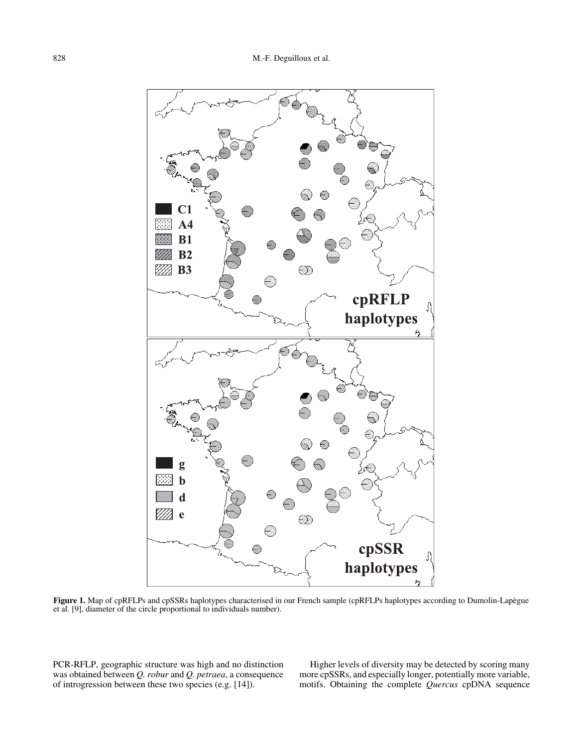**Figure 1.** Map of cpRFLPs and cpSSRs haplotypes characterised in our French sample (cpRFLPs haplotypes according to Dumolin-Lapègue et al. [9], diameter of the circle proportional to individuals number).

PCR-RFLP, geographic structure was high and no distinction was obtained between *Q. robur* and *Q. petraea*, a consequence of introgression between these two species (e.g. [14]).

Higher levels of diversity may be detected by scoring many more cpSSRs, and especially longer, potentially more variable, motifs. Obtaining the complete *Quercus* cpDNA sequence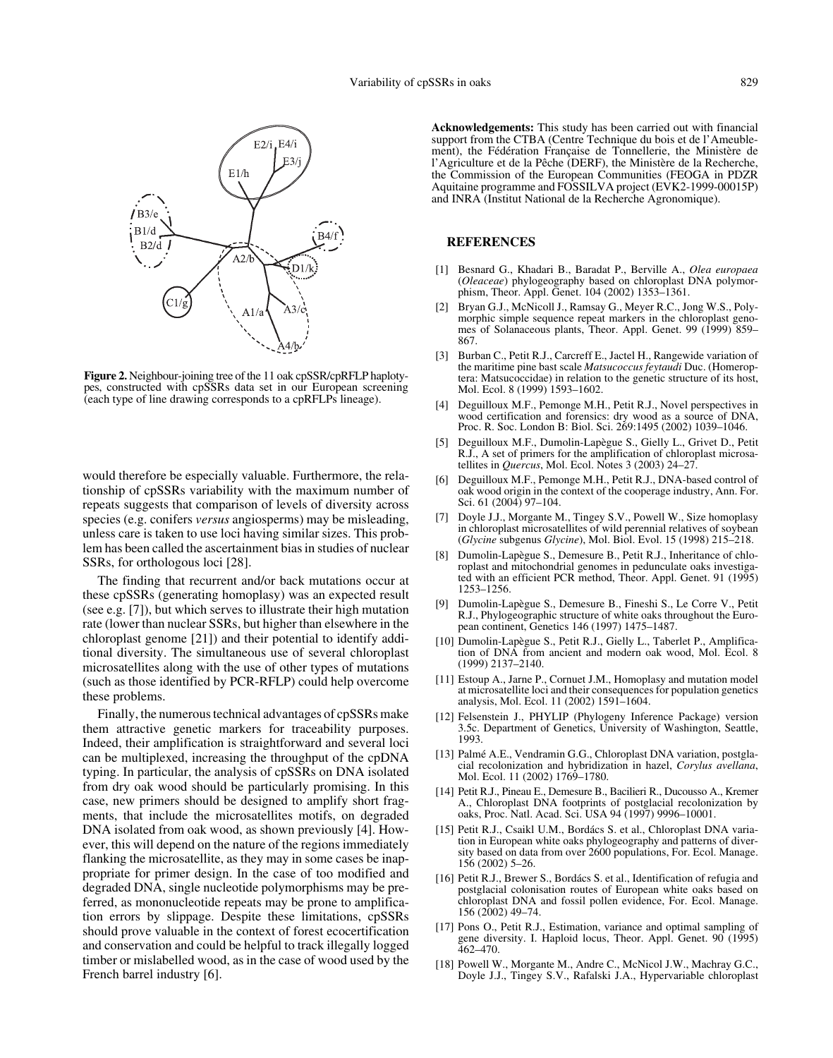**Figure 2.** Neighbour-joining tree of the 11 oak cpSSR/cpRFLP haplotypes, constructed with cpSSRs data set in our European screening (each type of line drawing corresponds to a cpRFLPs lineage).

would therefore be especially valuable. Furthermore, the relationship of cpSSRs variability with the maximum number of repeats suggests that comparison of levels of diversity across species (e.g. conifers *versus* angiosperms) may be misleading, unless care is taken to use loci having similar sizes. This problem has been called the ascertainment bias in studies of nuclear SSRs, for orthologous loci [28].

The finding that recurrent and/or back mutations occur at these cpSSRs (generating homoplasy) was an expected result (see e.g. [7]), but which serves to illustrate their high mutation rate (lower than nuclear SSRs, but higher than elsewhere in the chloroplast genome [21]) and their potential to identify additional diversity. The simultaneous use of several chloroplast microsatellites along with the use of other types of mutations (such as those identified by PCR-RFLP) could help overcome these problems.

Finally, the numerous technical advantages of cpSSRs make them attractive genetic markers for traceability purposes. Indeed, their amplification is straightforward and several loci can be multiplexed, increasing the throughput of the cpDNA typing. In particular, the analysis of cpSSRs on DNA isolated from dry oak wood should be particularly promising. In this case, new primers should be designed to amplify short fragments, that include the microsatellites motifs, on degraded DNA isolated from oak wood, as shown previously [4]. However, this will depend on the nature of the regions immediately flanking the microsatellite, as they may in some cases be inappropriate for primer design. In the case of too modified and degraded DNA, single nucleotide polymorphisms may be preferred, as mononucleotide repeats may be prone to amplification errors by slippage. Despite these limitations, cpSSRs should prove valuable in the context of forest ecocertification and conservation and could be helpful to track illegally logged timber or mislabelled wood, as in the case of wood used by the French barrel industry [6].

**Acknowledgements:** This study has been carried out with financial support from the CTBA (Centre Technique du bois et de l'Ameublement), the Fédération Française de Tonnellerie, the Ministère de l'Agriculture et de la Pêche (DERF), the Ministère de la Recherche, the Commission of the European Communities (FEOGA in PDZR Aquitaine programme and FOSSILVA project (EVK2-1999-00015P) and INRA (Institut National de la Recherche Agronomique).

## REFERENCES

[1] Besnard G., Khadari B., Baradat P., Berville A., *Olea europaea* (*Oleaceae*) phylogeography based on chloroplast DNA polymorphism, Theor. Appl. Genet. 104 (2002) 1353–1361.

[2] Bryan G.J., McNicoll J., Ramsay G., Meyer R.C., Jong W.S., Polymorphic simple sequence repeat markers in the chloroplast genomes of Solanaceous plants, Theor. Appl. Genet. 99 (1999) 859–867.

[3] Burban C., Petit R.J., Carcreff E., Jactel H., Rangewide variation of the maritime pine bast scale *Matsucoccus feytaudi* Duc. (Homeroptera: Matsucoccidae) in relation to the genetic structure of its host, Mol. Ecol. 8 (1999) 1593–1602.

[4] Deguilloux M.F., Pemonge M.H., Petit R.J., Novel perspectives in wood certification and forensics: dry wood as a source of DNA, Proc. R. Soc. London B: Biol. Sci. 269:1495 (2002) 1039–1046.

[5] Deguilloux M.F., Dumolin-Lapègue S., Gielly L., Grivet D., Petit R.J., A set of primers for the amplification of chloroplast microsatellites in *Quercus*, Mol. Ecol. Notes 3 (2003) 24–27.

[6] Deguilloux M.F., Pemonge M.H., Petit R.J., DNA-based control of oak wood origin in the context of the cooperage industry, Ann. For. Sci. 61 (2004) 97–104.

[7] Doyle J.J., Morgante M., Tingey S.V., Powell W., Size homoplasy in chloroplast microsatellites of wild perennial relatives of soybean (*Glycine* subgenus *Glycine*), Mol. Biol. Evol. 15 (1998) 215–218.

[8] Dumolin-Lapègue S., Demesure B., Petit R.J., Inheritance of chloroplast and mitochondrial genomes in pedunculate oaks investigated with an efficient PCR method, Theor. Appl. Genet. 91 (1995) 1253–1256.

[9] Dumolin-Lapègue S., Demesure B., Fineshi S., Le Corre V., Petit R.J., Phylogeographic structure of white oaks throughout the European continent, Genetics 146 (1997) 1475–1487.

[10] Dumolin-Lapègue S., Petit R.J., Gielly L., Taberlet P., Amplification of DNA from ancient and modern oak wood, Mol. Ecol. 8 (1999) 2137–2140.

[11] Estoup A., Jarne P., Cornuet J.M., Homoplasy and mutation model at microsatellite loci and their consequences for population genetics analysis, Mol. Ecol. 11 (2002) 1591–1604.

[12] Felsenstein J., PHYLIP (Phylogeny Inference Package) version 3.5c. Department of Genetics, University of Washington, Seattle, 1993.

[13] Palmé A.E., Vendramin G.G., Chloroplast DNA variation, postglacial recolonization and hybridization in hazel, *Corylus avellana*, Mol. Ecol. 11 (2002) 1769–1780.

[14] Petit R.J., Pineau E., Demesure B., Bacilieri R., Ducousso A., Kremer A., Chloroplast DNA footprints of postglacial recolonization by oaks, Proc. Natl. Acad. Sci. USA 94 (1997) 9996–10001.

[15] Petit R.J., Csaikl U.M., Bordács S. et al., Chloroplast DNA variation in European white oaks phylogeography and patterns of diversity based on data from over 2600 populations, For. Ecol. Manage. 156 (2002) 5–26.

[16] Petit R.J., Brewer S., Bordács S. et al., Identification of refugia and postglacial colonisation routes of European white oaks based on chloroplast DNA and fossil pollen evidence, For. Ecol. Manage. 156 (2002) 49–74.

[17] Pons O., Petit R.J., Estimation, variance and optimal sampling of gene diversity. I. Haploid locus, Theor. Appl. Genet. 90 (1995) 462–470.

[18] Powell W., Morgante M., Andre C., McNicol J.W., Machray G.C., Doyle J.J., Tingey S.V., Rafalski J.A., Hypervariable chloroplast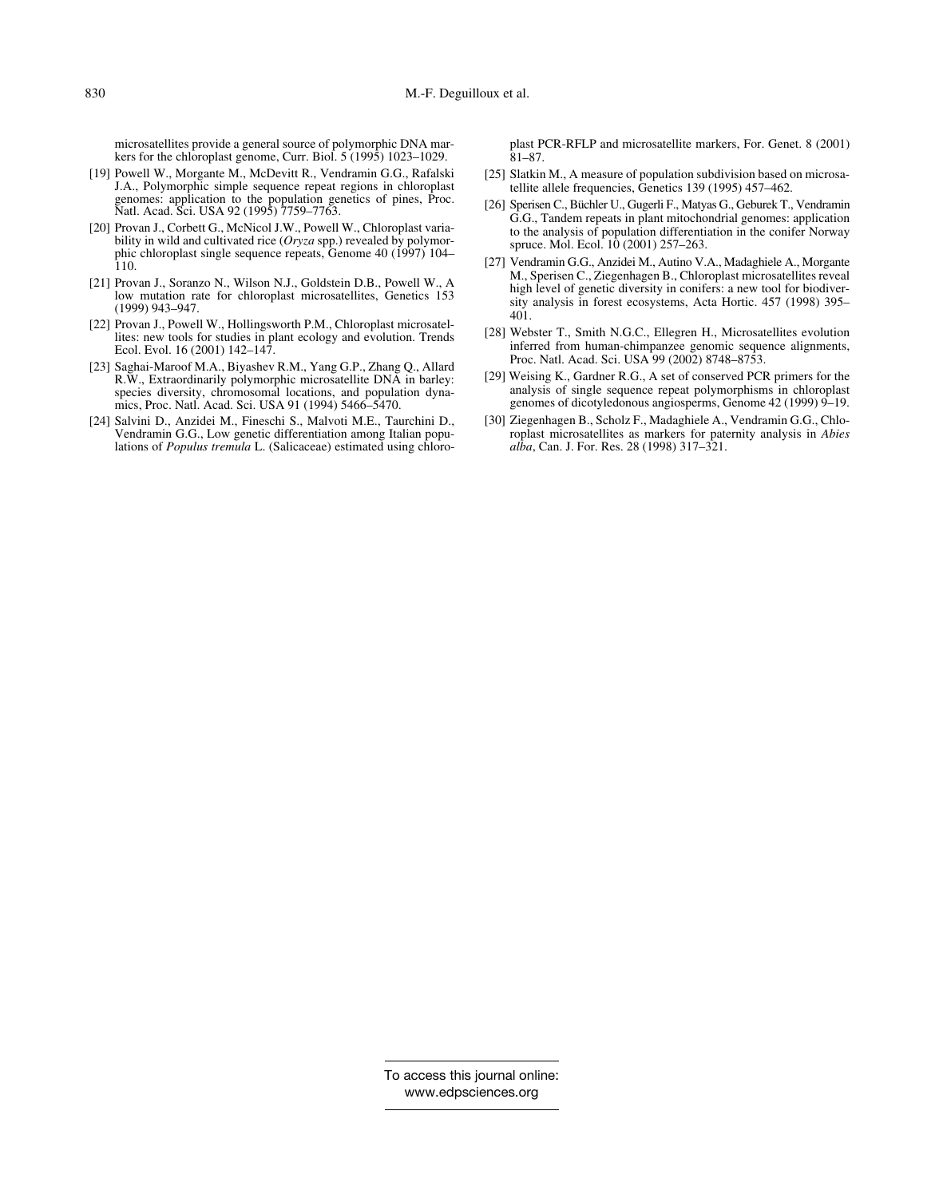microsatellites provide a general source of polymorphic DNA markers for the chloroplast genome, Curr. Biol. 5 (1995) 1023–1029.

[19] Powell W., Morgante M., McDevitt R., Vendramin G.G., Rafalski J.A., Polymorphic simple sequence repeat regions in chloroplast genomes: application to the population genetics of pines, Proc. Natl. Acad. Sci. USA 92 (1995) 7759–7763.

[20] Provan J., Corbett G., McNicol J.W., Powell W., Chloroplast variability in wild and cultivated rice (*Oryza* spp.) revealed by polymorphic chloroplast single sequence repeats, Genome 40 (1997) 104–110.

[21] Provan J., Soranzo N., Wilson N.J., Goldstein D.B., Powell W., A low mutation rate for chloroplast microsatellites, Genetics 153 (1999) 943–947.

[22] Provan J., Powell W., Hollingsworth P.M., Chloroplast microsatellites: new tools for studies in plant ecology and evolution. Trends Ecol. Evol. 16 (2001) 142–147.

[23] Saghai-Maroof M.A., Biyashev R.M., Yang G.P., Zhang Q., Allard R.W., Extraordinarily polymorphic microsatellite DNA in barley: species diversity, chromosomal locations, and population dynamics, Proc. Natl. Acad. Sci. USA 91 (1994) 5466–5470.

[24] Salvini D., Anzidei M., Fineschi S., Malvoti M.E., Taurchini D., Vendramin G.G., Low genetic differentiation among Italian populations of *Populus tremula* L. (Salicaceae) estimated using chloroplast PCR-RFLP and microsatellite markers, For. Genet. 8 (2001) 81–87.

[25] Slatkin M., A measure of population subdivision based on microsatellite allele frequencies, Genetics 139 (1995) 457–462.

[26] Sperisen C., Büchler U., Gugerli F., Matyas G., Geburek T., Vendramin G.G., Tandem repeats in plant mitochondrial genomes: application to the analysis of population differentiation in the conifer Norway spruce. Mol. Ecol. 10 (2001) 257–263.

[27] Vendramin G.G., Anzidei M., Autino V.A., Madaghiele A., Morgante M., Sperisen C., Ziegenhagen B., Chloroplast microsatellites reveal high level of genetic diversity in conifers: a new tool for biodiversity analysis in forest ecosystems, Acta Hortic. 457 (1998) 395–401.

[28] Webster T., Smith N.G.C., Ellegren H., Microsatellites evolution inferred from human-chimpanzee genomic sequence alignments, Proc. Natl. Acad. Sci. USA 99 (2002) 8748–8753.

[29] Weising K., Gardner R.G., A set of conserved PCR primers for the analysis of single sequence repeat polymorphisms in chloroplast genomes of dicotyledonous angiosperms, Genome 42 (1999) 9–19.

[30] Ziegenhagen B., Scholz F., Madaghiele A., Vendramin G.G., Chloroplast microsatellites as markers for paternity analysis in *Abies alba*, Can. J. For. Res. 28 (1998) 317–321.

To access this journal online:
www.edpsciences.org